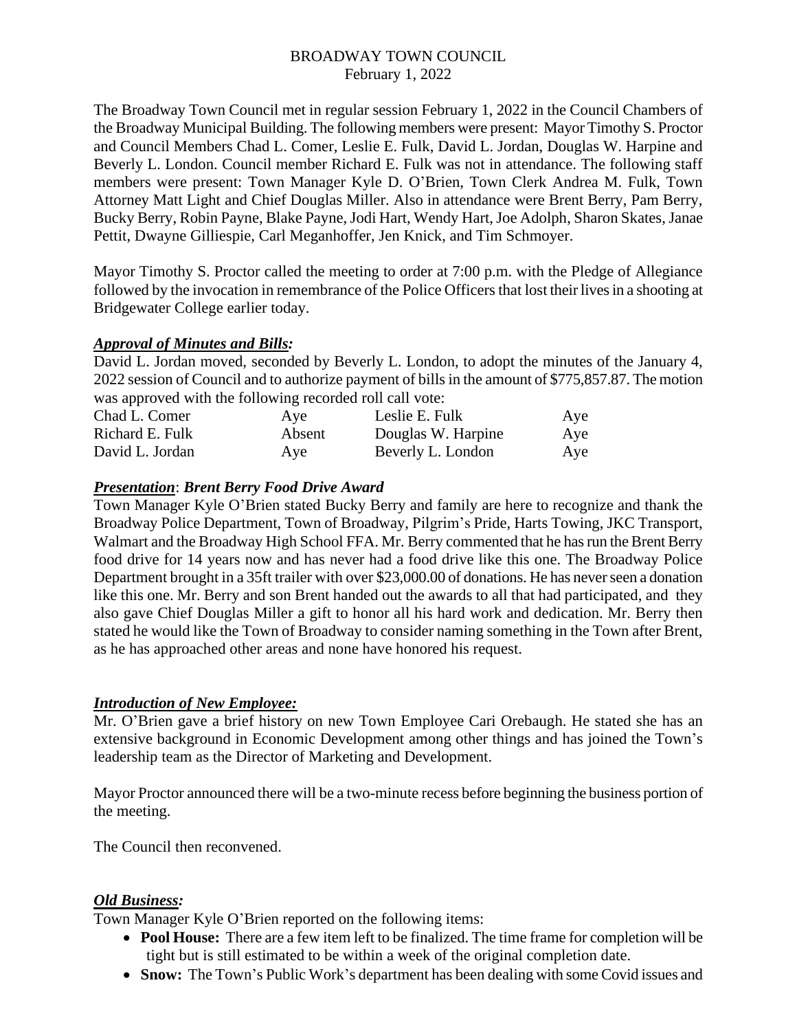# BROADWAY TOWN COUNCIL

February 1, 2022

The Broadway Town Council met in regular session February 1, 2022 in the Council Chambers of the Broadway Municipal Building. The following members were present: Mayor Timothy S. Proctor and Council Members Chad L. Comer, Leslie E. Fulk, David L. Jordan, Douglas W. Harpine and Beverly L. London. Council member Richard E. Fulk was not in attendance. The following staff members were present: Town Manager Kyle D. O'Brien, Town Clerk Andrea M. Fulk, Town Attorney Matt Light and Chief Douglas Miller. Also in attendance were Brent Berry, Pam Berry, Bucky Berry, Robin Payne, Blake Payne, Jodi Hart, Wendy Hart, Joe Adolph, Sharon Skates, Janae Pettit, Dwayne Gilliespie, Carl Meganhoffer, Jen Knick, and Tim Schmoyer.

Mayor Timothy S. Proctor called the meeting to order at 7:00 p.m. with the Pledge of Allegiance followed by the invocation in remembrance of the Police Officers that lost their lives in a shooting at Bridgewater College earlier today.

### ***Approval of Minutes and Bills:***

David L. Jordan moved, seconded by Beverly L. London, to adopt the minutes of the January 4, 2022 session of Council and to authorize payment of bills in the amount of $775,857.87. The motion was approved with the following recorded roll call vote:

| | | | |
|---|---|---|---|
| Chad L. Comer | Aye | Leslie E. Fulk | Aye |
| Richard E. Fulk | Absent | Douglas W. Harpine | Aye |
| David L. Jordan | Aye | Beverly L. London | Aye |

### ***Presentation*: *Brent Berry Food Drive Award***

Town Manager Kyle O'Brien stated Bucky Berry and family are here to recognize and thank the Broadway Police Department, Town of Broadway, Pilgrim's Pride, Harts Towing, JKC Transport, Walmart and the Broadway High School FFA. Mr. Berry commented that he has run the Brent Berry food drive for 14 years now and has never had a food drive like this one. The Broadway Police Department brought in a 35ft trailer with over $23,000.00 of donations. He has never seen a donation like this one. Mr. Berry and son Brent handed out the awards to all that had participated, and they also gave Chief Douglas Miller a gift to honor all his hard work and dedication. Mr. Berry then stated he would like the Town of Broadway to consider naming something in the Town after Brent, as he has approached other areas and none have honored his request.

### ***Introduction of New Employee:***

Mr. O'Brien gave a brief history on new Town Employee Cari Orebaugh. He stated she has an extensive background in Economic Development among other things and has joined the Town's leadership team as the Director of Marketing and Development.

Mayor Proctor announced there will be a two-minute recess before beginning the business portion of the meeting.

The Council then reconvened.

### ***Old Business:***

Town Manager Kyle O'Brien reported on the following items:

- **Pool House:** There are a few item left to be finalized. The time frame for completion will be tight but is still estimated to be within a week of the original completion date.
- **Snow:** The Town's Public Work's department has been dealing with some Covid issues and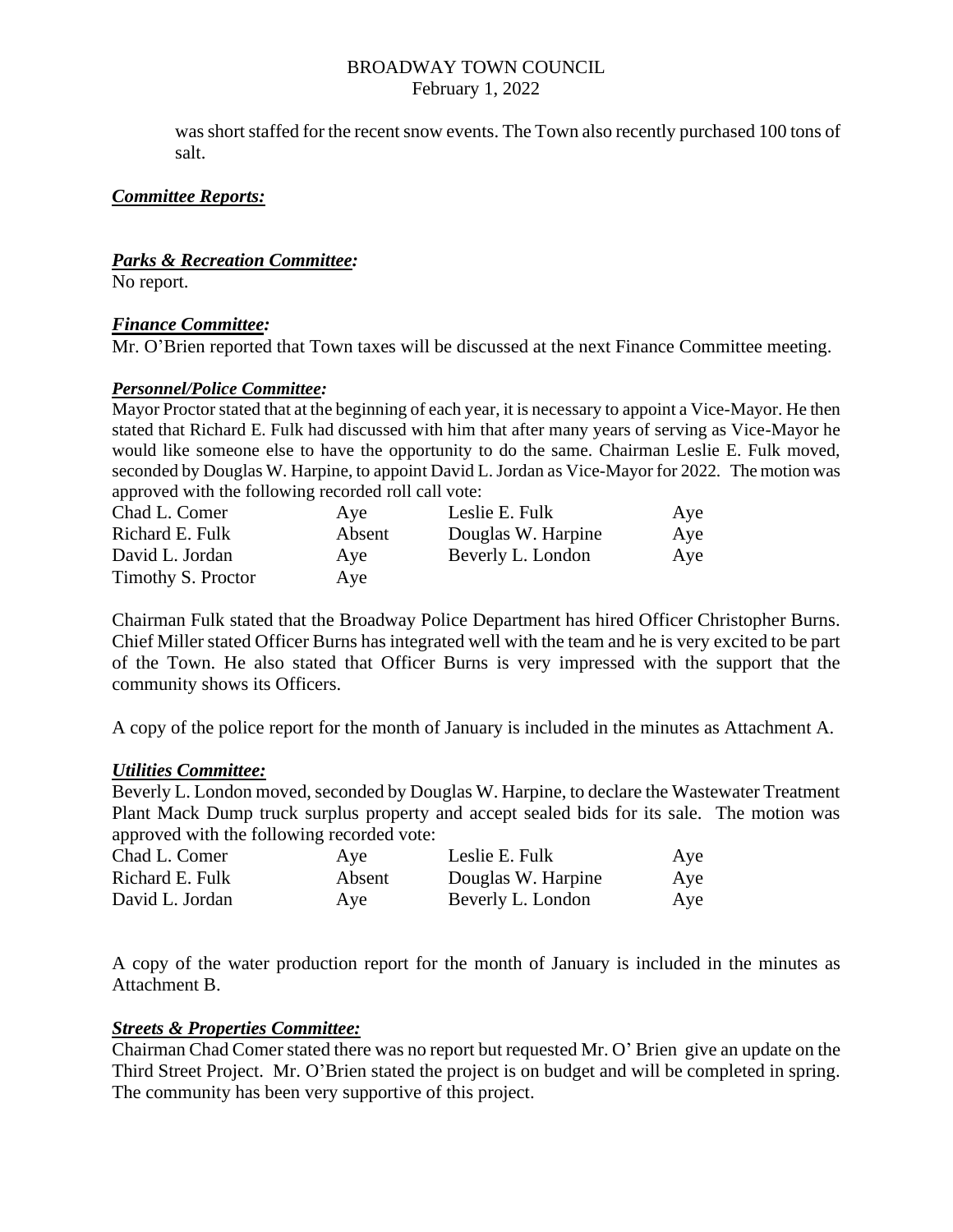was short staffed for the recent snow events. The Town also recently purchased 100 tons of salt.

***Committee Reports:***

***Parks & Recreation Committee:***
No report.

***Finance Committee:***
Mr. O'Brien reported that Town taxes will be discussed at the next Finance Committee meeting.

***Personnel/Police Committee:***
Mayor Proctor stated that at the beginning of each year, it is necessary to appoint a Vice-Mayor. He then stated that Richard E. Fulk had discussed with him that after many years of serving as Vice-Mayor he would like someone else to have the opportunity to do the same. Chairman Leslie E. Fulk moved, seconded by Douglas W. Harpine, to appoint David L. Jordan as Vice-Mayor for 2022. The motion was approved with the following recorded roll call vote:

| | | | |
|---|---|---|---|
| Chad L. Comer | Aye | Leslie E. Fulk | Aye |
| Richard E. Fulk | Absent | Douglas W. Harpine | Aye |
| David L. Jordan | Aye | Beverly L. London | Aye |
| Timothy S. Proctor | Aye | | |

Chairman Fulk stated that the Broadway Police Department has hired Officer Christopher Burns. Chief Miller stated Officer Burns has integrated well with the team and he is very excited to be part of the Town. He also stated that Officer Burns is very impressed with the support that the community shows its Officers.

A copy of the police report for the month of January is included in the minutes as Attachment A.

***Utilities Committee:***
Beverly L. London moved, seconded by Douglas W. Harpine, to declare the Wastewater Treatment Plant Mack Dump truck surplus property and accept sealed bids for its sale. The motion was approved with the following recorded vote:

| | | | |
|---|---|---|---|
| Chad L. Comer | Aye | Leslie E. Fulk | Aye |
| Richard E. Fulk | Absent | Douglas W. Harpine | Aye |
| David L. Jordan | Aye | Beverly L. London | Aye |

A copy of the water production report for the month of January is included in the minutes as Attachment B.

***Streets & Properties Committee:***
Chairman Chad Comer stated there was no report but requested Mr. O' Brien give an update on the Third Street Project. Mr. O'Brien stated the project is on budget and will be completed in spring. The community has been very supportive of this project.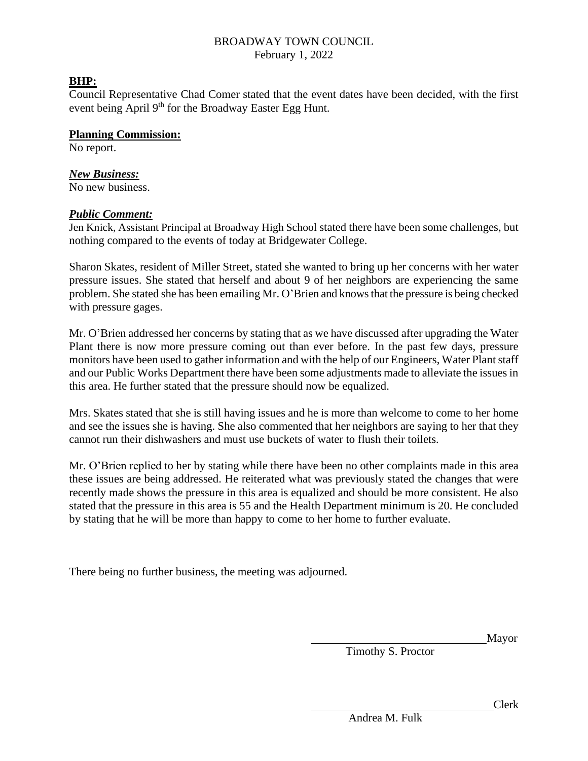BROADWAY TOWN COUNCIL
February 1, 2022

**BHP:**
Council Representative Chad Comer stated that the event dates have been decided, with the first event being April 9th for the Broadway Easter Egg Hunt.

**Planning Commission:**
No report.

***New Business:***
No new business.

***Public Comment:***
Jen Knick, Assistant Principal at Broadway High School stated there have been some challenges, but nothing compared to the events of today at Bridgewater College.

Sharon Skates, resident of Miller Street, stated she wanted to bring up her concerns with her water pressure issues. She stated that herself and about 9 of her neighbors are experiencing the same problem. She stated she has been emailing Mr. O'Brien and knows that the pressure is being checked with pressure gages.

Mr. O'Brien addressed her concerns by stating that as we have discussed after upgrading the Water Plant there is now more pressure coming out than ever before. In the past few days, pressure monitors have been used to gather information and with the help of our Engineers, Water Plant staff and our Public Works Department there have been some adjustments made to alleviate the issues in this area. He further stated that the pressure should now be equalized.

Mrs. Skates stated that she is still having issues and he is more than welcome to come to her home and see the issues she is having. She also commented that her neighbors are saying to her that they cannot run their dishwashers and must use buckets of water to flush their toilets.

Mr. O'Brien replied to her by stating while there have been no other complaints made in this area these issues are being addressed. He reiterated what was previously stated the changes that were recently made shows the pressure in this area is equalized and should be more consistent. He also stated that the pressure in this area is 55 and the Health Department minimum is 20. He concluded by stating that he will be more than happy to come to her home to further evaluate.

There being no further business, the meeting was adjourned.

\_\_\_\_\_\_\_\_\_\_\_\_\_\_\_\_\_\_\_\_\_\_\_\_\_\_\_\_\_\_Mayor
Timothy S. Proctor

\_\_\_\_\_\_\_\_\_\_\_\_\_\_\_\_\_\_\_\_\_\_\_\_\_\_\_\_\_\_Clerk
Andrea M. Fulk